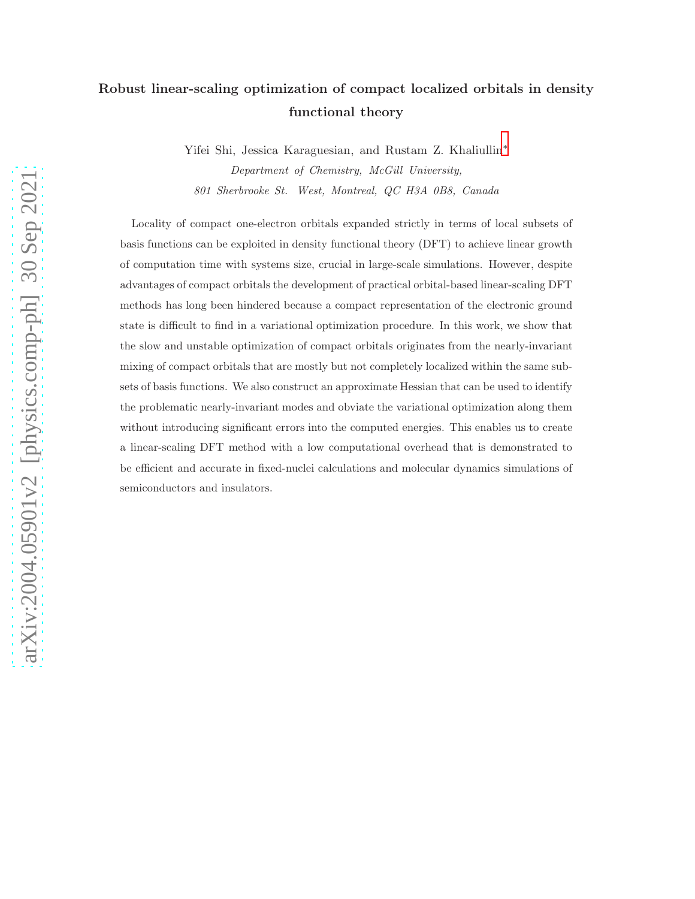# Robust linear-scaling optimization of compact localized orbitals in density functional theory

Yifei Shi, Jessica Karaguesian, and Rustam Z. Khaliullin*

*Department of Chemistry, McGill University,*
*801 Sherbrooke St. West, Montreal, QC H3A 0B8, Canada*

Locality of compact one-electron orbitals expanded strictly in terms of local subsets of basis functions can be exploited in density functional theory (DFT) to achieve linear growth of computation time with systems size, crucial in large-scale simulations. However, despite advantages of compact orbitals the development of practical orbital-based linear-scaling DFT methods has long been hindered because a compact representation of the electronic ground state is difficult to find in a variational optimization procedure. In this work, we show that the slow and unstable optimization of compact orbitals originates from the nearly-invariant mixing of compact orbitals that are mostly but not completely localized within the same subsets of basis functions. We also construct an approximate Hessian that can be used to identify the problematic nearly-invariant modes and obviate the variational optimization along them without introducing significant errors into the computed energies. This enables us to create a linear-scaling DFT method with a low computational overhead that is demonstrated to be efficient and accurate in fixed-nuclei calculations and molecular dynamics simulations of semiconductors and insulators.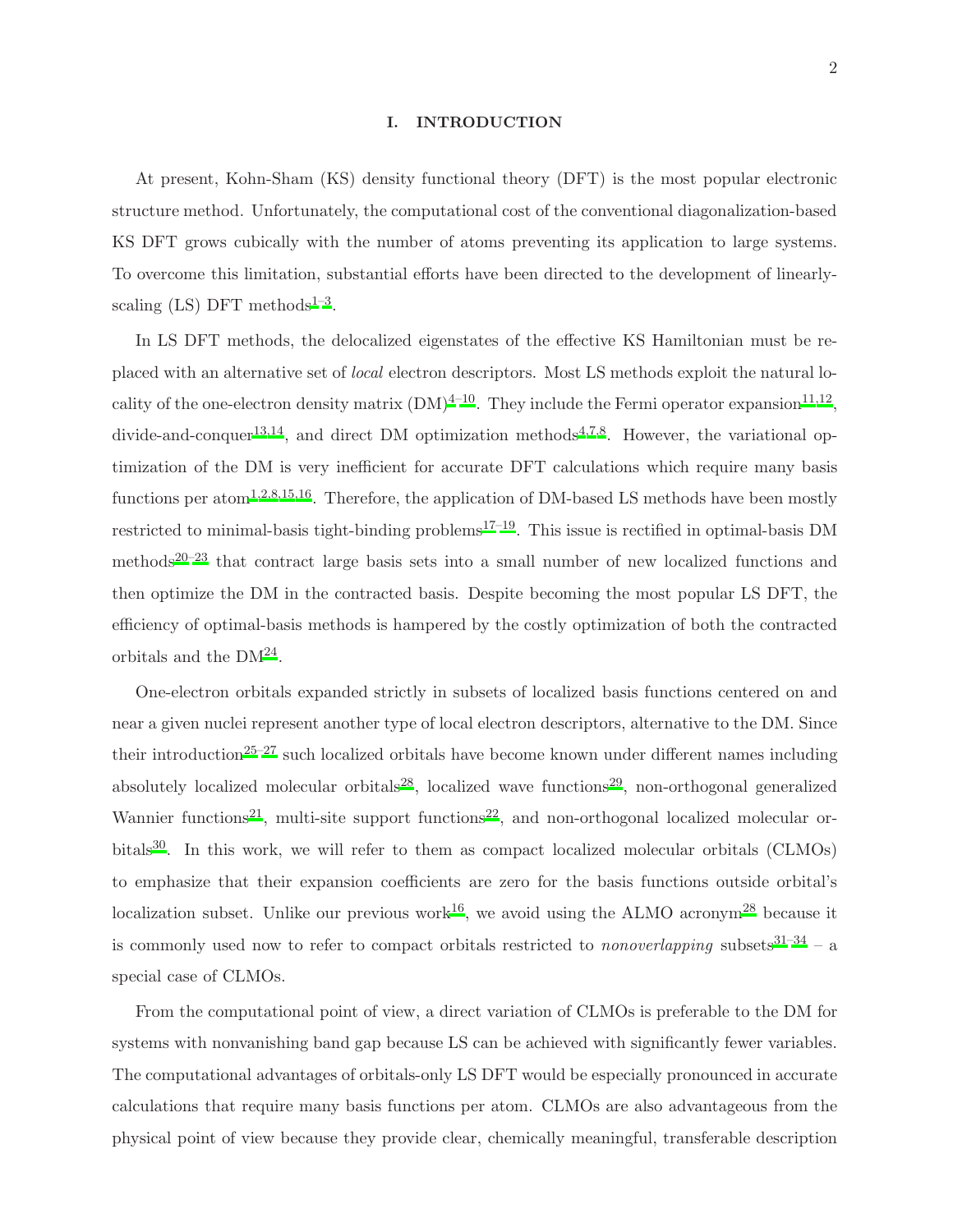## I. INTRODUCTION

At present, Kohn-Sham (KS) density functional theory (DFT) is the most popular electronic structure method. Unfortunately, the computational cost of the conventional diagonalization-based KS DFT grows cubically with the number of atoms preventing its application to large systems. To overcome this limitation, substantial efforts have been directed to the development of linearly-scaling (LS) DFT methods[1–3].

In LS DFT methods, the delocalized eigenstates of the effective KS Hamiltonian must be replaced with an alternative set of *local* electron descriptors. Most LS methods exploit the natural locality of the one-electron density matrix (DM)[4–10]. They include the Fermi operator expansion[11,12], divide-and-conquer[13,14], and direct DM optimization methods[4,7,8]. However, the variational optimization of the DM is very inefficient for accurate DFT calculations which require many basis functions per atom[1,2,8,15,16]. Therefore, the application of DM-based LS methods have been mostly restricted to minimal-basis tight-binding problems[17–19]. This issue is rectified in optimal-basis DM methods[20–23] that contract large basis sets into a small number of new localized functions and then optimize the DM in the contracted basis. Despite becoming the most popular LS DFT, the efficiency of optimal-basis methods is hampered by the costly optimization of both the contracted orbitals and the DM[24].

One-electron orbitals expanded strictly in subsets of localized basis functions centered on and near a given nuclei represent another type of local electron descriptors, alternative to the DM. Since their introduction[25–27] such localized orbitals have become known under different names including absolutely localized molecular orbitals[28], localized wave functions[29], non-orthogonal generalized Wannier functions[21], multi-site support functions[22], and non-orthogonal localized molecular orbitals[30]. In this work, we will refer to them as compact localized molecular orbitals (CLMOs) to emphasize that their expansion coefficients are zero for the basis functions outside orbital's localization subset. Unlike our previous work[16], we avoid using the ALMO acronym[28] because it is commonly used now to refer to compact orbitals restricted to *nonoverlapping* subsets[31–34] – a special case of CLMOs.

From the computational point of view, a direct variation of CLMOs is preferable to the DM for systems with nonvanishing band gap because LS can be achieved with significantly fewer variables. The computational advantages of orbitals-only LS DFT would be especially pronounced in accurate calculations that require many basis functions per atom. CLMOs are also advantageous from the physical point of view because they provide clear, chemically meaningful, transferable description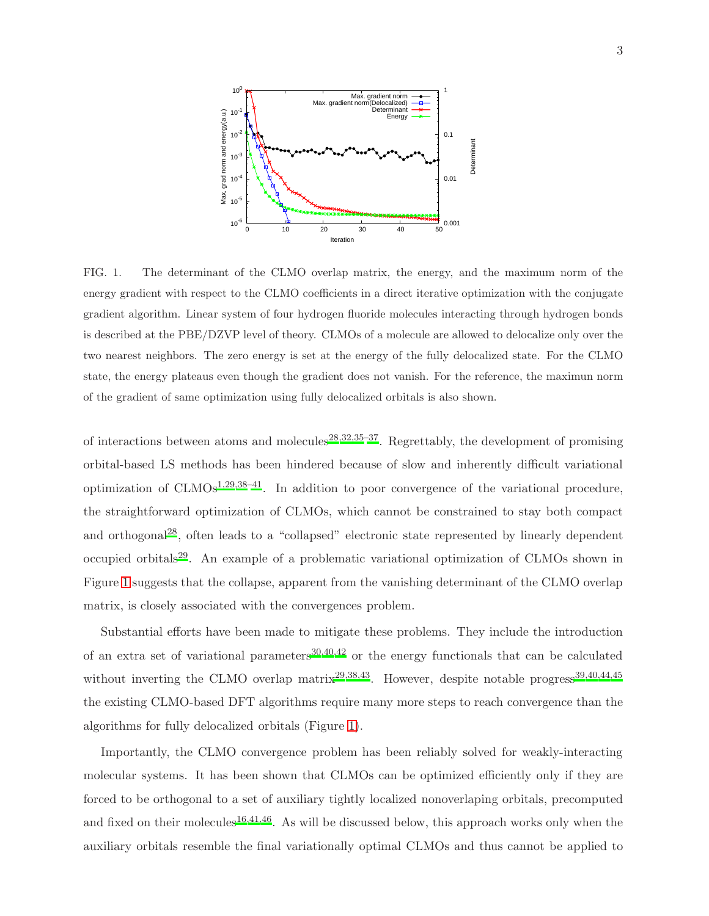FIG. 1. The determinant of the CLMO overlap matrix, the energy, and the maximum norm of the energy gradient with respect to the CLMO coefficients in a direct iterative optimization with the conjugate gradient algorithm. Linear system of four hydrogen fluoride molecules interacting through hydrogen bonds is described at the PBE/DZVP level of theory. CLMOs of a molecule are allowed to delocalize only over the two nearest neighbors. The zero energy is set at the energy of the fully delocalized state. For the CLMO state, the energy plateaus even though the gradient does not vanish. For the reference, the maximun norm of the gradient of same optimization using fully delocalized orbitals is also shown.

of interactions between atoms and molecules[28,32,35–37]. Regrettably, the development of promising orbital-based LS methods has been hindered because of slow and inherently difficult variational optimization of CLMOs[1,29,38–41]. In addition to poor convergence of the variational procedure, the straightforward optimization of CLMOs, which cannot be constrained to stay both compact and orthogonal[28], often leads to a "collapsed" electronic state represented by linearly dependent occupied orbitals[29]. An example of a problematic variational optimization of CLMOs shown in Figure 1 suggests that the collapse, apparent from the vanishing determinant of the CLMO overlap matrix, is closely associated with the convergences problem.

Substantial efforts have been made to mitigate these problems. They include the introduction of an extra set of variational parameters[30,40,42] or the energy functionals that can be calculated without inverting the CLMO overlap matrix[29,38,43]. However, despite notable progress[39,40,44,45] the existing CLMO-based DFT algorithms require many more steps to reach convergence than the algorithms for fully delocalized orbitals (Figure 1).

Importantly, the CLMO convergence problem has been reliably solved for weakly-interacting molecular systems. It has been shown that CLMOs can be optimized efficiently only if they are forced to be orthogonal to a set of auxiliary tightly localized nonoverlaping orbitals, precomputed and fixed on their molecules[16,41,46]. As will be discussed below, this approach works only when the auxiliary orbitals resemble the final variationally optimal CLMOs and thus cannot be applied to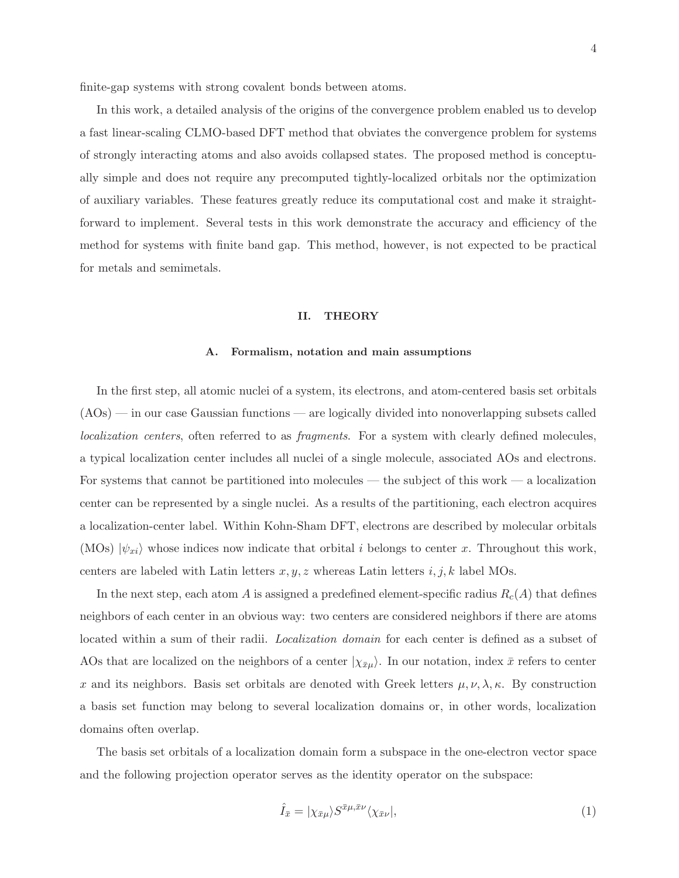finite-gap systems with strong covalent bonds between atoms.

In this work, a detailed analysis of the origins of the convergence problem enabled us to develop a fast linear-scaling CLMO-based DFT method that obviates the convergence problem for systems of strongly interacting atoms and also avoids collapsed states. The proposed method is conceptually simple and does not require any precomputed tightly-localized orbitals nor the optimization of auxiliary variables. These features greatly reduce its computational cost and make it straightforward to implement. Several tests in this work demonstrate the accuracy and efficiency of the method for systems with finite band gap. This method, however, is not expected to be practical for metals and semimetals.

## II. THEORY

### A. Formalism, notation and main assumptions

In the first step, all atomic nuclei of a system, its electrons, and atom-centered basis set orbitals (AOs) — in our case Gaussian functions — are logically divided into nonoverlapping subsets called *localization centers*, often referred to as *fragments*. For a system with clearly defined molecules, a typical localization center includes all nuclei of a single molecule, associated AOs and electrons. For systems that cannot be partitioned into molecules — the subject of this work — a localization center can be represented by a single nuclei. As a results of the partitioning, each electron acquires a localization-center label. Within Kohn-Sham DFT, electrons are described by molecular orbitals (MOs) $|\psi_{xi}\rangle$ whose indices now indicate that orbital $i$ belongs to center $x$. Throughout this work, centers are labeled with Latin letters $x, y, z$ whereas Latin letters $i, j, k$ label MOs.

In the next step, each atom $A$ is assigned a predefined element-specific radius $R_c(A)$ that defines neighbors of each center in an obvious way: two centers are considered neighbors if there are atoms located within a sum of their radii. *Localization domain* for each center is defined as a subset of AOs that are localized on the neighbors of a center $|\chi_{\bar{x}\mu}\rangle$. In our notation, index $\bar{x}$ refers to center $x$ and its neighbors. Basis set orbitals are denoted with Greek letters $\mu, \nu, \lambda, \kappa$. By construction a basis set function may belong to several localization domains or, in other words, localization domains often overlap.

The basis set orbitals of a localization domain form a subspace in the one-electron vector space and the following projection operator serves as the identity operator on the subspace:

$$\hat{I}_{\bar{x}} = |\chi_{\bar{x}\mu}\rangle S^{\bar{x}\mu,\bar{x}\nu}\langle\chi_{\bar{x}\nu}|, \tag{1}$$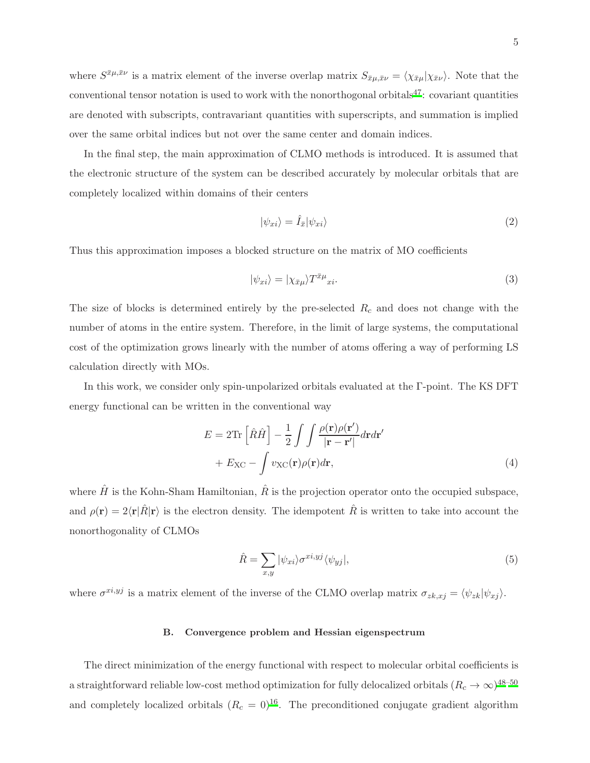where $S^{\bar{x}\mu,\bar{x}\nu}$ is a matrix element of the inverse overlap matrix $S_{\bar{x}\mu,\bar{x}\nu} = \langle \chi_{\bar{x}\mu} | \chi_{\bar{x}\nu} \rangle$. Note that the conventional tensor notation is used to work with the nonorthogonal orbitals[47]: covariant quantities are denoted with subscripts, contravariant quantities with superscripts, and summation is implied over the same orbital indices but not over the same center and domain indices.

In the final step, the main approximation of CLMO methods is introduced. It is assumed that the electronic structure of the system can be described accurately by molecular orbitals that are completely localized within domains of their centers

$$|\psi_{xi}\rangle = \hat{I}_{\bar{x}} |\psi_{xi}\rangle \tag{2}$$

Thus this approximation imposes a blocked structure on the matrix of MO coefficients

$$|\psi_{xi}\rangle = |\chi_{\bar{x}\mu}\rangle T^{\bar{x}\mu}{}_{xi}. \tag{3}$$

The size of blocks is determined entirely by the pre-selected $R_c$ and does not change with the number of atoms in the entire system. Therefore, in the limit of large systems, the computational cost of the optimization grows linearly with the number of atoms offering a way of performing LS calculation directly with MOs.

In this work, we consider only spin-unpolarized orbitals evaluated at the Γ-point. The KS DFT energy functional can be written in the conventional way

$$\begin{aligned} E = 2\mathrm{Tr}\left[\hat{R}\hat{H}\right] - \frac{1}{2}\int\int \frac{\rho(\mathbf{r})\rho(\mathbf{r}')}{|\mathbf{r}-\mathbf{r}'|} d\mathbf{r} d\mathbf{r}' \\ + E_{\mathrm{XC}} - \int v_{\mathrm{XC}}(\mathbf{r})\rho(\mathbf{r}) d\mathbf{r}, \end{aligned} \tag{4}$$

where $\hat{H}$ is the Kohn-Sham Hamiltonian, $\hat{R}$ is the projection operator onto the occupied subspace, and $\rho(\mathbf{r}) = 2\langle \mathbf{r}|\hat{R}|\mathbf{r}\rangle$ is the electron density. The idempotent $\hat{R}$ is written to take into account the nonorthogonality of CLMOs

$$\hat{R} = \sum_{x,y} |\psi_{xi}\rangle \sigma^{xi,yj} \langle \psi_{yj}|, \tag{5}$$

where $\sigma^{xi,yj}$ is a matrix element of the inverse of the CLMO overlap matrix $\sigma_{zk,xj} = \langle \psi_{zk} | \psi_{xj} \rangle$.

### B. Convergence problem and Hessian eigenspectrum

The direct minimization of the energy functional with respect to molecular orbital coefficients is a straightforward reliable low-cost method optimization for fully delocalized orbitals ($R_c \to \infty$)[48–50] and completely localized orbitals ($R_c = 0$)[16]. The preconditioned conjugate gradient algorithm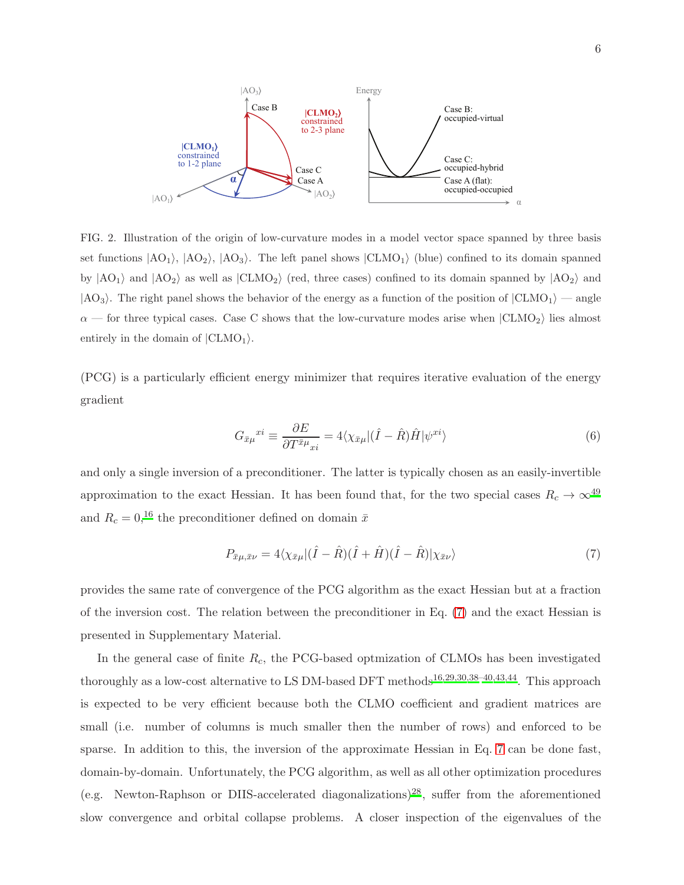FIG. 2. Illustration of the origin of low-curvature modes in a model vector space spanned by three basis set functions $|\text{AO}_1\rangle$, $|\text{AO}_2\rangle$, $|\text{AO}_3\rangle$. The left panel shows $|\text{CLMO}_1\rangle$ (blue) confined to its domain spanned by $|\text{AO}_1\rangle$ and $|\text{AO}_2\rangle$ as well as $|\text{CLMO}_2\rangle$ (red, three cases) confined to its domain spanned by $|\text{AO}_2\rangle$ and $|\text{AO}_3\rangle$. The right panel shows the behavior of the energy as a function of the position of $|\text{CLMO}_1\rangle$ — angle $\alpha$ — for three typical cases. Case C shows that the low-curvature modes arise when $|\text{CLMO}_2\rangle$ lies almost entirely in the domain of $|\text{CLMO}_1\rangle$.

(PCG) is a particularly efficient energy minimizer that requires iterative evaluation of the energy gradient

$$G_{\bar{x}\mu}{}^{xi} \equiv \frac{\partial E}{\partial T^{\bar{x}\mu}{}_{xi}} = 4\langle \chi_{\bar{x}\mu}|(\hat{I} - \hat{R})\hat{H}|\psi^{xi}\rangle \tag{6}$$

and only a single inversion of a preconditioner. The latter is typically chosen as an easily-invertible approximation to the exact Hessian. It has been found that, for the two special cases $R_c \to \infty$[49] and $R_c = 0$,[16] the preconditioner defined on domain $\bar{x}$

$$P_{\bar{x}\mu,\bar{x}\nu} = 4\langle \chi_{\bar{x}\mu}|(\hat{I} - \hat{R})(\hat{I} + \hat{H})(\hat{I} - \hat{R})|\chi_{\bar{x}\nu}\rangle \tag{7}$$

provides the same rate of convergence of the PCG algorithm as the exact Hessian but at a fraction of the inversion cost. The relation between the preconditioner in Eq. (7) and the exact Hessian is presented in Supplementary Material.

In the general case of finite $R_c$, the PCG-based optmization of CLMOs has been investigated thoroughly as a low-cost alternative to LS DM-based DFT methods[16,29,30,38–40,43,44]. This approach is expected to be very efficient because both the CLMO coefficient and gradient matrices are small (i.e. number of columns is much smaller then the number of rows) and enforced to be sparse. In addition to this, the inversion of the approximate Hessian in Eq. 7 can be done fast, domain-by-domain. Unfortunately, the PCG algorithm, as well as all other optimization procedures (e.g. Newton-Raphson or DIIS-accelerated diagonalizations)[28], suffer from the aforementioned slow convergence and orbital collapse problems. A closer inspection of the eigenvalues of the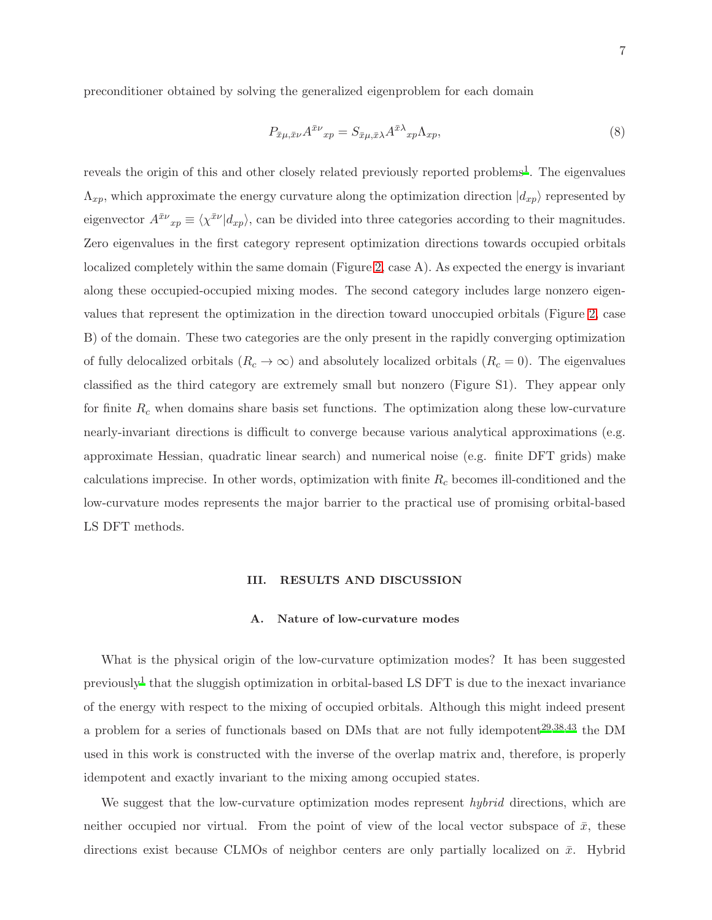preconditioner obtained by solving the generalized eigenproblem for each domain

$$P_{\bar{x}\mu,\bar{x}\nu} A^{\bar{x}\nu}{}_{xp} = S_{\bar{x}\mu,\bar{x}\lambda} A^{\bar{x}\lambda}{}_{xp} \Lambda_{xp}, \tag{8}$$

reveals the origin of this and other closely related previously reported problems[1]. The eigenvalues $\Lambda_{xp}$, which approximate the energy curvature along the optimization direction $|d_{xp}\rangle$ represented by eigenvector $A^{\bar{x}\nu}{}_{xp} \equiv \langle \chi^{\bar{x}\nu} | d_{xp} \rangle$, can be divided into three categories according to their magnitudes. Zero eigenvalues in the first category represent optimization directions towards occupied orbitals localized completely within the same domain (Figure 2, case A). As expected the energy is invariant along these occupied-occupied mixing modes. The second category includes large nonzero eigenvalues that represent the optimization in the direction toward unoccupied orbitals (Figure 2, case B) of the domain. These two categories are the only present in the rapidly converging optimization of fully delocalized orbitals ($R_c \to \infty$) and absolutely localized orbitals ($R_c = 0$). The eigenvalues classified as the third category are extremely small but nonzero (Figure S1). They appear only for finite $R_c$ when domains share basis set functions. The optimization along these low-curvature nearly-invariant directions is difficult to converge because various analytical approximations (e.g. approximate Hessian, quadratic linear search) and numerical noise (e.g. finite DFT grids) make calculations imprecise. In other words, optimization with finite $R_c$ becomes ill-conditioned and the low-curvature modes represents the major barrier to the practical use of promising orbital-based LS DFT methods.

## III. RESULTS AND DISCUSSION

### A. Nature of low-curvature modes

What is the physical origin of the low-curvature optimization modes? It has been suggested previously[1] that the sluggish optimization in orbital-based LS DFT is due to the inexact invariance of the energy with respect to the mixing of occupied orbitals. Although this might indeed present a problem for a series of functionals based on DMs that are not fully idempotent[29,38,43] the DM used in this work is constructed with the inverse of the overlap matrix and, therefore, is properly idempotent and exactly invariant to the mixing among occupied states.

We suggest that the low-curvature optimization modes represent *hybrid* directions, which are neither occupied nor virtual. From the point of view of the local vector subspace of $\bar{x}$, these directions exist because CLMOs of neighbor centers are only partially localized on $\bar{x}$. Hybrid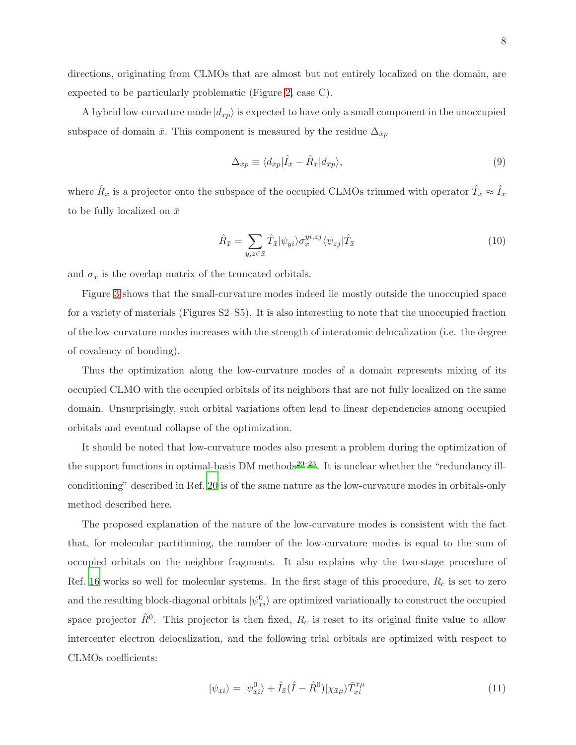directions, originating from CLMOs that are almost but not entirely localized on the domain, are expected to be particularly problematic (Figure 2, case C).

A hybrid low-curvature mode $|d_{\bar{x}p}\rangle$ is expected to have only a small component in the unoccupied subspace of domain $\bar{x}$. This component is measured by the residue $\Delta_{\bar{x}p}$

$$\Delta_{\bar{x}p} \equiv \langle d_{\bar{x}p}|\hat{I}_{\bar{x}} - \hat{R}_{\bar{x}}|d_{\bar{x}p}\rangle, \tag{9}$$

where $\hat{R}_{\bar{x}}$ is a projector onto the subspace of the occupied CLMOs trimmed with operator $\hat{T}_{\bar{x}} \approx \hat{I}_{\bar{x}}$ to be fully localized on $\bar{x}$

$$\hat{R}_{\bar{x}} = \sum_{y,z \in \bar{x}} \hat{T}_{\bar{x}}|\psi_{yi}\rangle \sigma_{\bar{x}}^{yi,zj} \langle\psi_{zj}|\hat{T}_{\bar{x}} \tag{10}$$

and $\sigma_{\bar{x}}$ is the overlap matrix of the truncated orbitals.

Figure 3 shows that the small-curvature modes indeed lie mostly outside the unoccupied space for a variety of materials (Figures S2–S5). It is also interesting to note that the unoccupied fraction of the low-curvature modes increases with the strength of interatomic delocalization (i.e. the degree of covalency of bonding).

Thus the optimization along the low-curvature modes of a domain represents mixing of its occupied CLMO with the occupied orbitals of its neighbors that are not fully localized on the same domain. Unsurprisingly, such orbital variations often lead to linear dependencies among occupied orbitals and eventual collapse of the optimization.

It should be noted that low-curvature modes also present a problem during the optimization of the support functions in optimal-basis DM methods[20–23]. It is unclear whether the "redundancy ill-conditioning" described in Ref. 20 is of the same nature as the low-curvature modes in orbitals-only method described here.

The proposed explanation of the nature of the low-curvature modes is consistent with the fact that, for molecular partitioning, the number of the low-curvature modes is equal to the sum of occupied orbitals on the neighbor fragments. It also explains why the two-stage procedure of Ref. 16 works so well for molecular systems. In the first stage of this procedure, $R_c$ is set to zero and the resulting block-diagonal orbitals $|\psi^0_{xi}\rangle$ are optimized variationally to construct the occupied space projector $\hat{R}^0$. This projector is then fixed, $R_c$ is reset to its original finite value to allow intercenter electron delocalization, and the following trial orbitals are optimized with respect to CLMOs coefficients:

$$|\psi_{xi}\rangle = |\psi^0_{xi}\rangle + \hat{I}_{\bar{x}}(\hat{I} - \hat{R}^0)|\chi_{\bar{x}\mu}\rangle \bar{T}^{\bar{x}\mu}_{xi} \tag{11}$$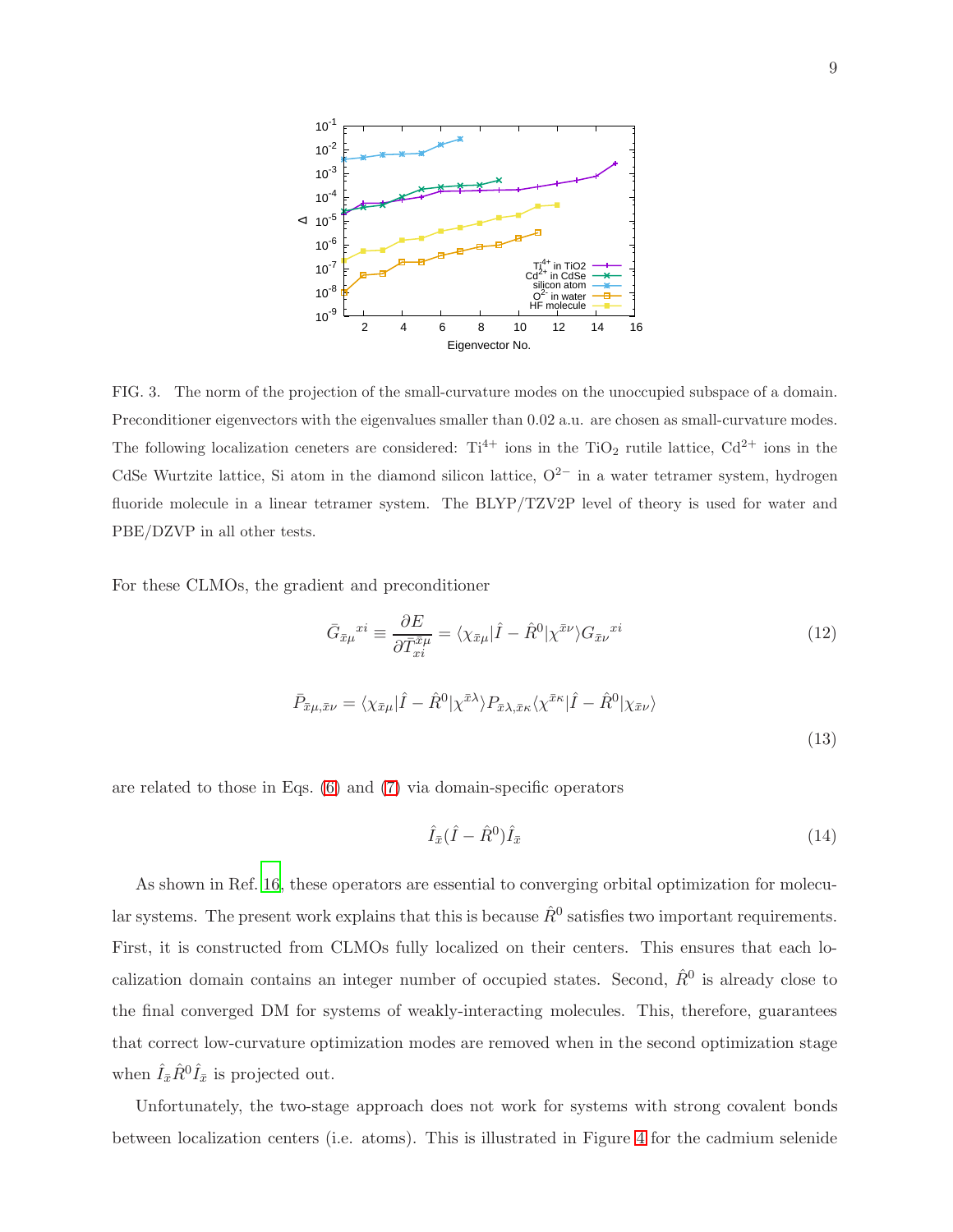FIG. 3. The norm of the projection of the small-curvature modes on the unoccupied subspace of a domain. Preconditioner eigenvectors with the eigenvalues smaller than 0.02 a.u. are chosen as small-curvature modes. The following localization ceneters are considered: $Ti^{4+}$ ions in the $TiO_2$ rutile lattice, $Cd^{2+}$ ions in the CdSe Wurtzite lattice, Si atom in the diamond silicon lattice, $O^{2-}$ in a water tetramer system, hydrogen fluoride molecule in a linear tetramer system. The BLYP/TZV2P level of theory is used for water and PBE/DZVP in all other tests.

For these CLMOs, the gradient and preconditioner

$$\bar{G}_{\bar{x}\mu}{}^{xi} \equiv \frac{\partial E}{\partial \bar{T}_{xi}^{\bar{x}\mu}} = \langle \chi_{\bar{x}\mu} | \hat{I} - \hat{R}^0 | \chi^{\bar{x}\nu} \rangle G_{\bar{x}\nu}{}^{xi} \tag{12}$$

$$\bar{P}_{\bar{x}\mu,\bar{x}\nu} = \langle \chi_{\bar{x}\mu} | \hat{I} - \hat{R}^0 | \chi^{\bar{x}\lambda} \rangle P_{\bar{x}\lambda,\bar{x}\kappa} \langle \chi^{\bar{x}\kappa} | \hat{I} - \hat{R}^0 | \chi_{\bar{x}\nu} \rangle \tag{13}$$

are related to those in Eqs. (6) and (7) via domain-specific operators

$$\hat{I}_{\bar{x}} (\hat{I} - \hat{R}^0) \hat{I}_{\bar{x}} \tag{14}$$

As shown in Ref. 16, these operators are essential to converging orbital optimization for molecular systems. The present work explains that this is because $\hat{R}^0$ satisfies two important requirements. First, it is constructed from CLMOs fully localized on their centers. This ensures that each localization domain contains an integer number of occupied states. Second, $\hat{R}^0$ is already close to the final converged DM for systems of weakly-interacting molecules. This, therefore, guarantees that correct low-curvature optimization modes are removed when in the second optimization stage when $\hat{I}_{\bar{x}} \hat{R}^0 \hat{I}_{\bar{x}}$ is projected out.

Unfortunately, the two-stage approach does not work for systems with strong covalent bonds between localization centers (i.e. atoms). This is illustrated in Figure 4 for the cadmium selenide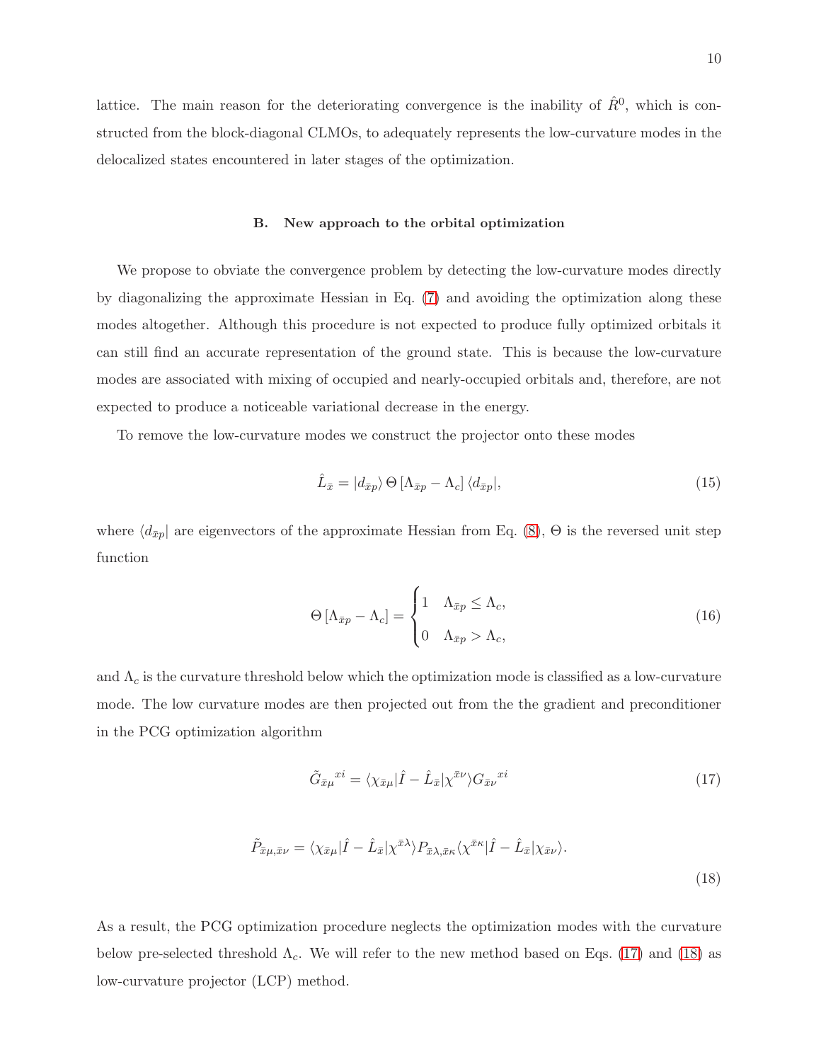lattice. The main reason for the deteriorating convergence is the inability of $\hat{R}^0$, which is constructed from the block-diagonal CLMOs, to adequately represents the low-curvature modes in the delocalized states encountered in later stages of the optimization.

### B. New approach to the orbital optimization

We propose to obviate the convergence problem by detecting the low-curvature modes directly by diagonalizing the approximate Hessian in Eq. (7) and avoiding the optimization along these modes altogether. Although this procedure is not expected to produce fully optimized orbitals it can still find an accurate representation of the ground state. This is because the low-curvature modes are associated with mixing of occupied and nearly-occupied orbitals and, therefore, are not expected to produce a noticeable variational decrease in the energy.

To remove the low-curvature modes we construct the projector onto these modes

$$\hat{L}_{\bar{x}} = |d_{\bar{x}p}\rangle \, \Theta\left[\Lambda_{\bar{x}p} - \Lambda_c\right] \langle d_{\bar{x}p}|, \tag{15}$$

where $\langle d_{\bar{x}p}|$ are eigenvectors of the approximate Hessian from Eq. (8), $\Theta$ is the reversed unit step function

$$\Theta\left[\Lambda_{\bar{x}p} - \Lambda_c\right] = \begin{cases} 1 & \Lambda_{\bar{x}p} \leq \Lambda_c, \\ 0 & \Lambda_{\bar{x}p} > \Lambda_c, \end{cases} \tag{16}$$

and $\Lambda_c$ is the curvature threshold below which the optimization mode is classified as a low-curvature mode. The low curvature modes are then projected out from the the gradient and preconditioner in the PCG optimization algorithm

$$\tilde{G}_{\bar{x}\mu}{}^{xi} = \langle \chi_{\bar{x}\mu} | \hat{I} - \hat{L}_{\bar{x}} | \chi^{\bar{x}\nu} \rangle G_{\bar{x}\nu}{}^{xi} \tag{17}$$

$$\tilde{P}_{\bar{x}\mu,\bar{x}\nu} = \langle \chi_{\bar{x}\mu} | \hat{I} - \hat{L}_{\bar{x}} | \chi^{\bar{x}\lambda} \rangle P_{\bar{x}\lambda,\bar{x}\kappa} \langle \chi^{\bar{x}\kappa} | \hat{I} - \hat{L}_{\bar{x}} | \chi_{\bar{x}\nu} \rangle. \tag{18}$$

As a result, the PCG optimization procedure neglects the optimization modes with the curvature below pre-selected threshold $\Lambda_c$. We will refer to the new method based on Eqs. (17) and (18) as low-curvature projector (LCP) method.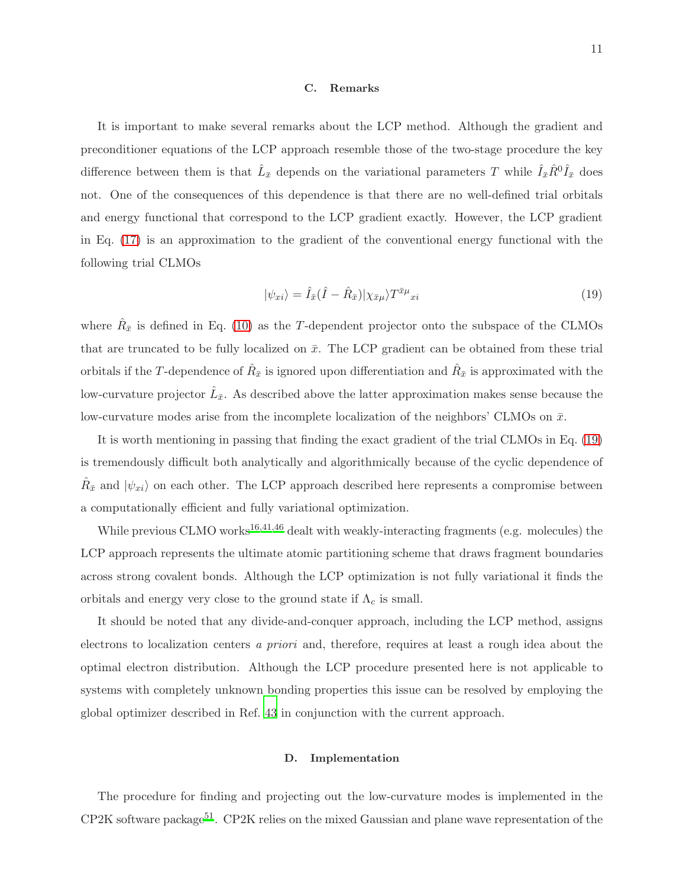### C. Remarks

It is important to make several remarks about the LCP method. Although the gradient and preconditioner equations of the LCP approach resemble those of the two-stage procedure the key difference between them is that $\hat{L}_{\bar{x}}$ depends on the variational parameters $T$ while $\hat{I}_{\bar{x}}\hat{R}^0\hat{I}_{\bar{x}}$ does not. One of the consequences of this dependence is that there are no well-defined trial orbitals and energy functional that correspond to the LCP gradient exactly. However, the LCP gradient in Eq. (17) is an approximation to the gradient of the conventional energy functional with the following trial CLMOs

$$|\psi_{xi}\rangle = \hat{I}_{\bar{x}}(\hat{I} - \hat{R}_{\bar{x}})|\chi_{\bar{x}\mu}\rangle T^{\bar{x}\mu}{}_{xi} \tag{19}$$

where $\hat{R}_{\bar{x}}$ is defined in Eq. (10) as the $T$-dependent projector onto the subspace of the CLMOs that are truncated to be fully localized on $\bar{x}$. The LCP gradient can be obtained from these trial orbitals if the $T$-dependence of $\hat{R}_{\bar{x}}$ is ignored upon differentiation and $\hat{R}_{\bar{x}}$ is approximated with the low-curvature projector $\hat{L}_{\bar{x}}$. As described above the latter approximation makes sense because the low-curvature modes arise from the incomplete localization of the neighbors' CLMOs on $\bar{x}$.

It is worth mentioning in passing that finding the exact gradient of the trial CLMOs in Eq. (19) is tremendously difficult both analytically and algorithmically because of the cyclic dependence of $\hat{R}_{\bar{x}}$ and $|\psi_{xi}\rangle$ on each other. The LCP approach described here represents a compromise between a computationally efficient and fully variational optimization.

While previous CLMO works[16,41,46] dealt with weakly-interacting fragments (e.g. molecules) the LCP approach represents the ultimate atomic partitioning scheme that draws fragment boundaries across strong covalent bonds. Although the LCP optimization is not fully variational it finds the orbitals and energy very close to the ground state if $\Lambda_c$ is small.

It should be noted that any divide-and-conquer approach, including the LCP method, assigns electrons to localization centers *a priori* and, therefore, requires at least a rough idea about the optimal electron distribution. Although the LCP procedure presented here is not applicable to systems with completely unknown bonding properties this issue can be resolved by employing the global optimizer described in Ref. 43 in conjunction with the current approach.

### D. Implementation

The procedure for finding and projecting out the low-curvature modes is implemented in the CP2K software package[51]. CP2K relies on the mixed Gaussian and plane wave representation of the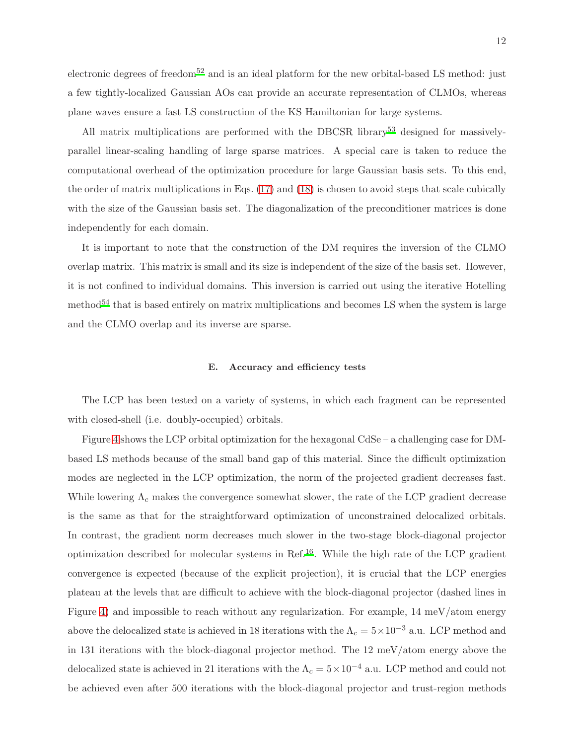electronic degrees of freedom[52] and is an ideal platform for the new orbital-based LS method: just a few tightly-localized Gaussian AOs can provide an accurate representation of CLMOs, whereas plane waves ensure a fast LS construction of the KS Hamiltonian for large systems.

All matrix multiplications are performed with the DBCSR library[53] designed for massively-parallel linear-scaling handling of large sparse matrices. A special care is taken to reduce the computational overhead of the optimization procedure for large Gaussian basis sets. To this end, the order of matrix multiplications in Eqs. (17) and (18) is chosen to avoid steps that scale cubically with the size of the Gaussian basis set. The diagonalization of the preconditioner matrices is done independently for each domain.

It is important to note that the construction of the DM requires the inversion of the CLMO overlap matrix. This matrix is small and its size is independent of the size of the basis set. However, it is not confined to individual domains. This inversion is carried out using the iterative Hotelling method[54] that is based entirely on matrix multiplications and becomes LS when the system is large and the CLMO overlap and its inverse are sparse.

### E. Accuracy and efficiency tests

The LCP has been tested on a variety of systems, in which each fragment can be represented with closed-shell (i.e. doubly-occupied) orbitals.

Figure 4 shows the LCP orbital optimization for the hexagonal CdSe – a challenging case for DM-based LS methods because of the small band gap of this material. Since the difficult optimization modes are neglected in the LCP optimization, the norm of the projected gradient decreases fast. While lowering $\Lambda_c$ makes the convergence somewhat slower, the rate of the LCP gradient decrease is the same as that for the straightforward optimization of unconstrained delocalized orbitals. In contrast, the gradient norm decreases much slower in the two-stage block-diagonal projector optimization described for molecular systems in Ref.[16]. While the high rate of the LCP gradient convergence is expected (because of the explicit projection), it is crucial that the LCP energies plateau at the levels that are difficult to achieve with the block-diagonal projector (dashed lines in Figure 4) and impossible to reach without any regularization. For example, 14 meV/atom energy above the delocalized state is achieved in 18 iterations with the $\Lambda_c = 5\times10^{-3}$ a.u. LCP method and in 131 iterations with the block-diagonal projector method. The 12 meV/atom energy above the delocalized state is achieved in 21 iterations with the $\Lambda_c = 5\times10^{-4}$ a.u. LCP method and could not be achieved even after 500 iterations with the block-diagonal projector and trust-region methods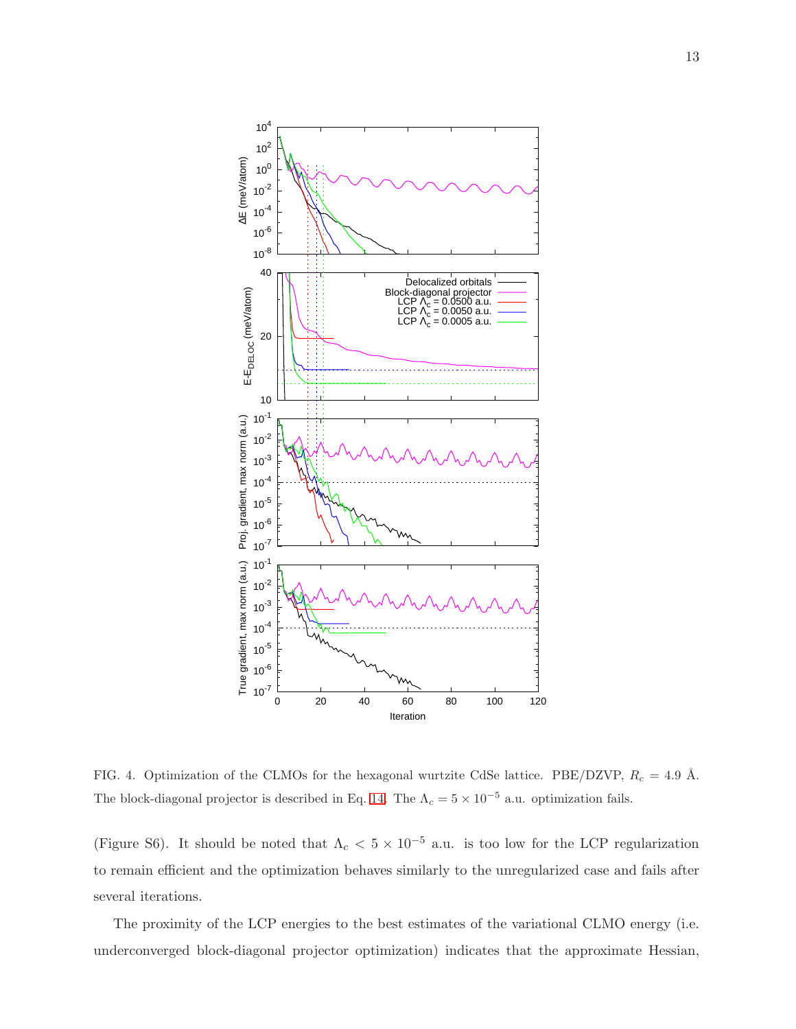FIG. 4. Optimization of the CLMOs for the hexagonal wurtzite CdSe lattice. PBE/DZVP, $R_c = 4.9$ Å. The block-diagonal projector is described in Eq. 14. The $\Lambda_c = 5 \times 10^{-5}$ a.u. optimization fails.

(Figure S6). It should be noted that $\Lambda_c < 5 \times 10^{-5}$ a.u. is too low for the LCP regularization to remain efficient and the optimization behaves similarly to the unregularized case and fails after several iterations.

The proximity of the LCP energies to the best estimates of the variational CLMO energy (i.e. underconverged block-diagonal projector optimization) indicates that the approximate Hessian,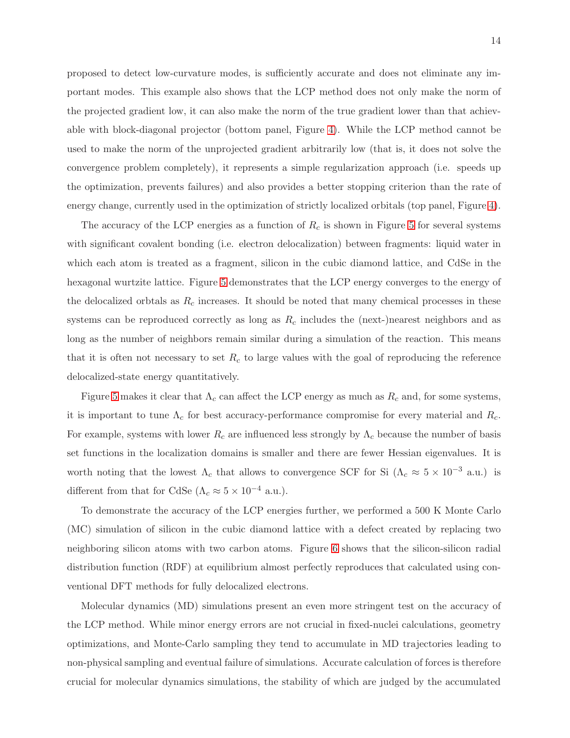proposed to detect low-curvature modes, is sufficiently accurate and does not eliminate any important modes. This example also shows that the LCP method does not only make the norm of the projected gradient low, it can also make the norm of the true gradient lower than that achievable with block-diagonal projector (bottom panel, Figure 4). While the LCP method cannot be used to make the norm of the unprojected gradient arbitrarily low (that is, it does not solve the convergence problem completely), it represents a simple regularization approach (i.e. speeds up the optimization, prevents failures) and also provides a better stopping criterion than the rate of energy change, currently used in the optimization of strictly localized orbitals (top panel, Figure 4).

The accuracy of the LCP energies as a function of $R_c$ is shown in Figure 5 for several systems with significant covalent bonding (i.e. electron delocalization) between fragments: liquid water in which each atom is treated as a fragment, silicon in the cubic diamond lattice, and CdSe in the hexagonal wurtzite lattice. Figure 5 demonstrates that the LCP energy converges to the energy of the delocalized orbtals as $R_c$ increases. It should be noted that many chemical processes in these systems can be reproduced correctly as long as $R_c$ includes the (next-)nearest neighbors and as long as the number of neighbors remain similar during a simulation of the reaction. This means that it is often not necessary to set $R_c$ to large values with the goal of reproducing the reference delocalized-state energy quantitatively.

Figure 5 makes it clear that $\Lambda_c$ can affect the LCP energy as much as $R_c$ and, for some systems, it is important to tune $\Lambda_c$ for best accuracy-performance compromise for every material and $R_c$. For example, systems with lower $R_c$ are influenced less strongly by $\Lambda_c$ because the number of basis set functions in the localization domains is smaller and there are fewer Hessian eigenvalues. It is worth noting that the lowest $\Lambda_c$ that allows to convergence SCF for Si ($\Lambda_c \approx 5 \times 10^{-3}$ a.u.) is different from that for CdSe ($\Lambda_c \approx 5 \times 10^{-4}$ a.u.).

To demonstrate the accuracy of the LCP energies further, we performed a 500 K Monte Carlo (MC) simulation of silicon in the cubic diamond lattice with a defect created by replacing two neighboring silicon atoms with two carbon atoms. Figure 6 shows that the silicon-silicon radial distribution function (RDF) at equilibrium almost perfectly reproduces that calculated using conventional DFT methods for fully delocalized electrons.

Molecular dynamics (MD) simulations present an even more stringent test on the accuracy of the LCP method. While minor energy errors are not crucial in fixed-nuclei calculations, geometry optimizations, and Monte-Carlo sampling they tend to accumulate in MD trajectories leading to non-physical sampling and eventual failure of simulations. Accurate calculation of forces is therefore crucial for molecular dynamics simulations, the stability of which are judged by the accumulated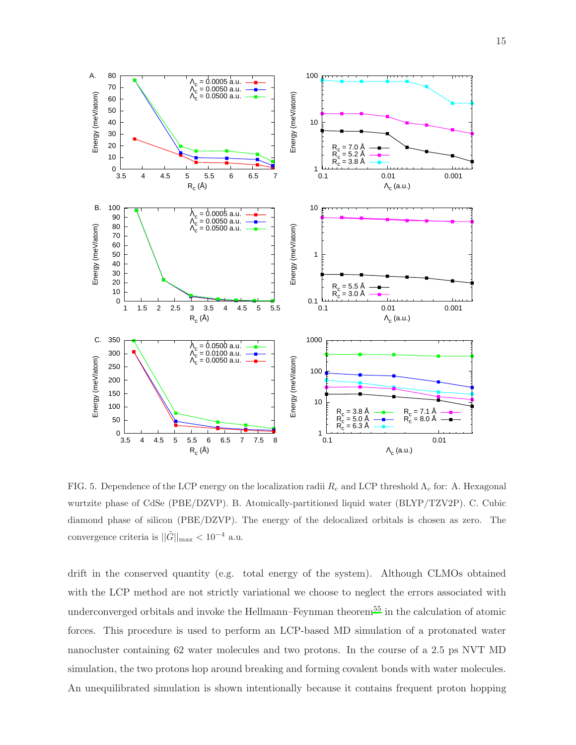FIG. 5. Dependence of the LCP energy on the localization radii $R_c$ and LCP threshold $\Lambda_c$ for: A. Hexagonal wurtzite phase of CdSe (PBE/DZVP). B. Atomically-partitioned liquid water (BLYP/TZV2P). C. Cubic diamond phase of silicon (PBE/DZVP). The energy of the delocalized orbitals is chosen as zero. The convergence criteria is $||\tilde{G}||_{\max} < 10^{-4}$ a.u.

drift in the conserved quantity (e.g. total energy of the system). Although CLMOs obtained with the LCP method are not strictly variational we choose to neglect the errors associated with underconverged orbitals and invoke the Hellmann–Feynman theorem[55] in the calculation of atomic forces. This procedure is used to perform an LCP-based MD simulation of a protonated water nanocluster containing 62 water molecules and two protons. In the course of a 2.5 ps NVT MD simulation, the two protons hop around breaking and forming covalent bonds with water molecules. An unequilibrated simulation is shown intentionally because it contains frequent proton hopping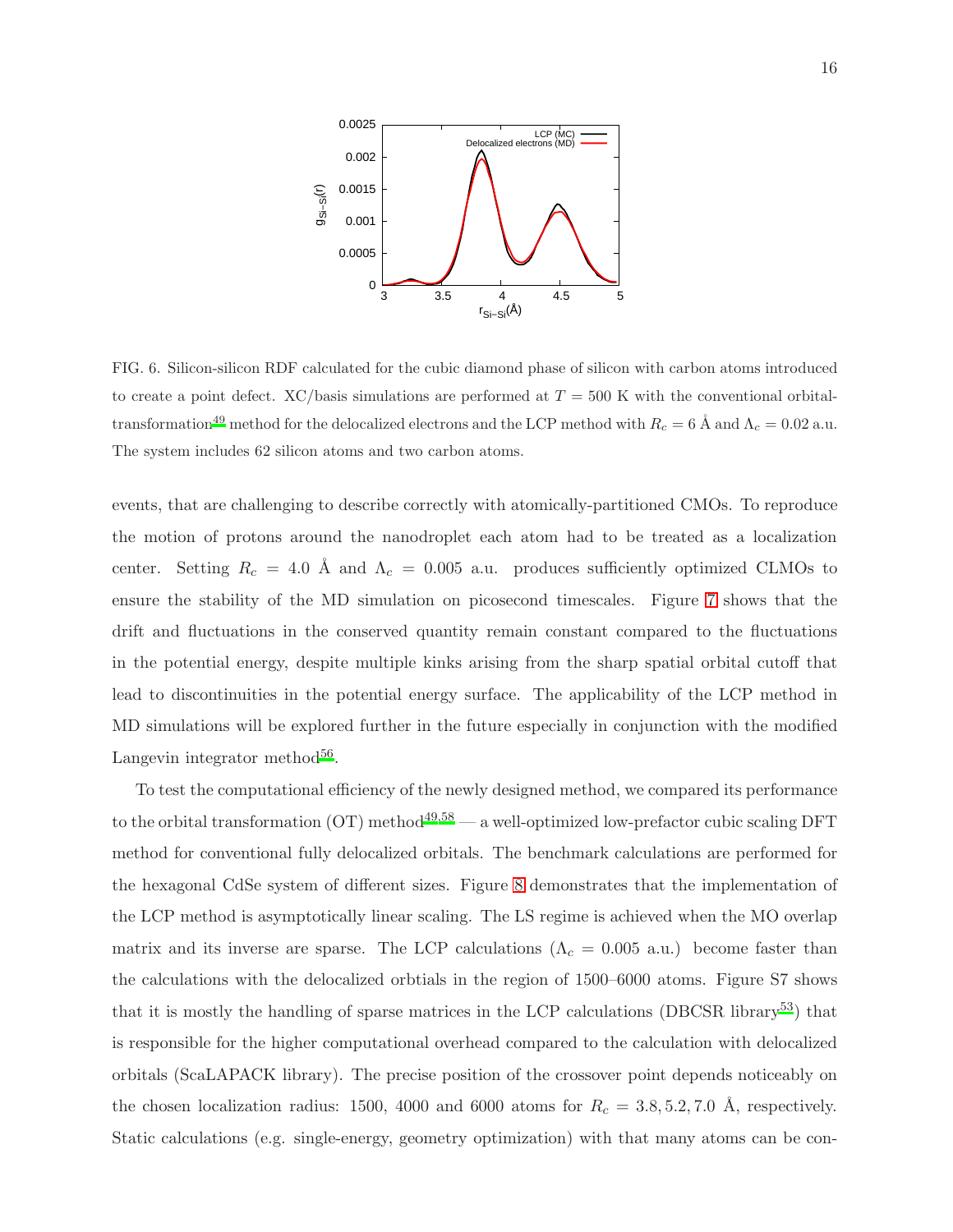FIG. 6. Silicon-silicon RDF calculated for the cubic diamond phase of silicon with carbon atoms introduced to create a point defect. XC/basis simulations are performed at $T = 500$ K with the conventional orbital-transformation[49] method for the delocalized electrons and the LCP method with $R_c = 6$ Å and $\Lambda_c = 0.02$ a.u. The system includes 62 silicon atoms and two carbon atoms.

events, that are challenging to describe correctly with atomically-partitioned CMOs. To reproduce the motion of protons around the nanodroplet each atom had to be treated as a localization center. Setting $R_c = 4.0$ Å and $\Lambda_c = 0.005$ a.u. produces sufficiently optimized CLMOs to ensure the stability of the MD simulation on picosecond timescales. Figure 7 shows that the drift and fluctuations in the conserved quantity remain constant compared to the fluctuations in the potential energy, despite multiple kinks arising from the sharp spatial orbital cutoff that lead to discontinuities in the potential energy surface. The applicability of the LCP method in MD simulations will be explored further in the future especially in conjunction with the modified Langevin integrator method[56].

To test the computational efficiency of the newly designed method, we compared its performance to the orbital transformation (OT) method[49,58] — a well-optimized low-prefactor cubic scaling DFT method for conventional fully delocalized orbitals. The benchmark calculations are performed for the hexagonal CdSe system of different sizes. Figure 8 demonstrates that the implementation of the LCP method is asymptotically linear scaling. The LS regime is achieved when the MO overlap matrix and its inverse are sparse. The LCP calculations ($\Lambda_c = 0.005$ a.u.) become faster than the calculations with the delocalized orbtials in the region of 1500–6000 atoms. Figure S7 shows that it is mostly the handling of sparse matrices in the LCP calculations (DBCSR library[53]) that is responsible for the higher computational overhead compared to the calculation with delocalized orbitals (ScaLAPACK library). The precise position of the crossover point depends noticeably on the chosen localization radius: 1500, 4000 and 6000 atoms for $R_c = 3.8, 5.2, 7.0$ Å, respectively. Static calculations (e.g. single-energy, geometry optimization) with that many atoms can be con-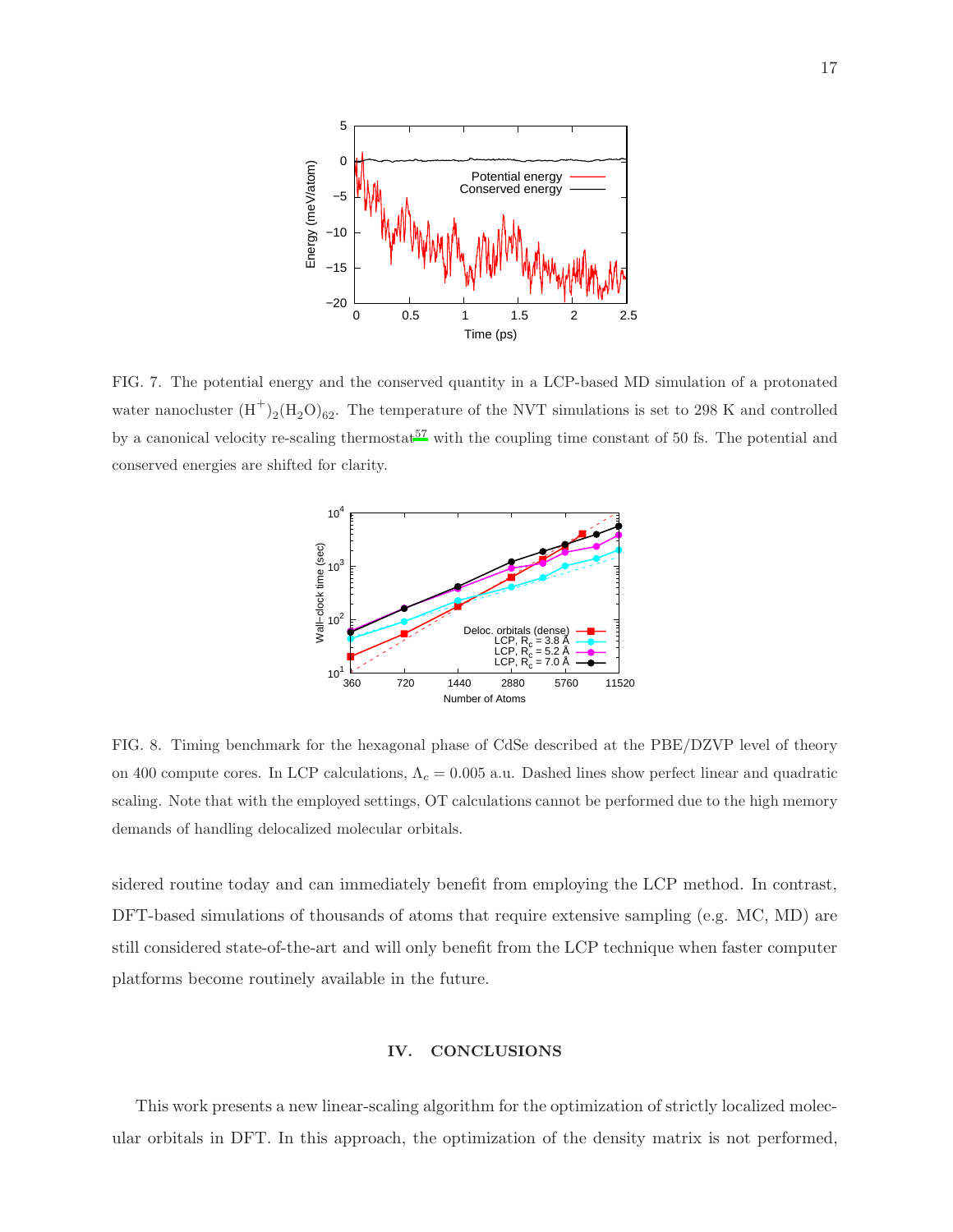FIG. 7. The potential energy and the conserved quantity in a LCP-based MD simulation of a protonated water nanocluster $(H^+)_2(H_2O)_{62}$. The temperature of the NVT simulations is set to 298 K and controlled by a canonical velocity re-scaling thermostat[57] with the coupling time constant of 50 fs. The potential and conserved energies are shifted for clarity.

FIG. 8. Timing benchmark for the hexagonal phase of CdSe described at the PBE/DZVP level of theory on 400 compute cores. In LCP calculations, $\Lambda_c = 0.005$ a.u. Dashed lines show perfect linear and quadratic scaling. Note that with the employed settings, OT calculations cannot be performed due to the high memory demands of handling delocalized molecular orbitals.

sidered routine today and can immediately benefit from employing the LCP method. In contrast, DFT-based simulations of thousands of atoms that require extensive sampling (e.g. MC, MD) are still considered state-of-the-art and will only benefit from the LCP technique when faster computer platforms become routinely available in the future.

## IV. CONCLUSIONS

This work presents a new linear-scaling algorithm for the optimization of strictly localized molecular orbitals in DFT. In this approach, the optimization of the density matrix is not performed,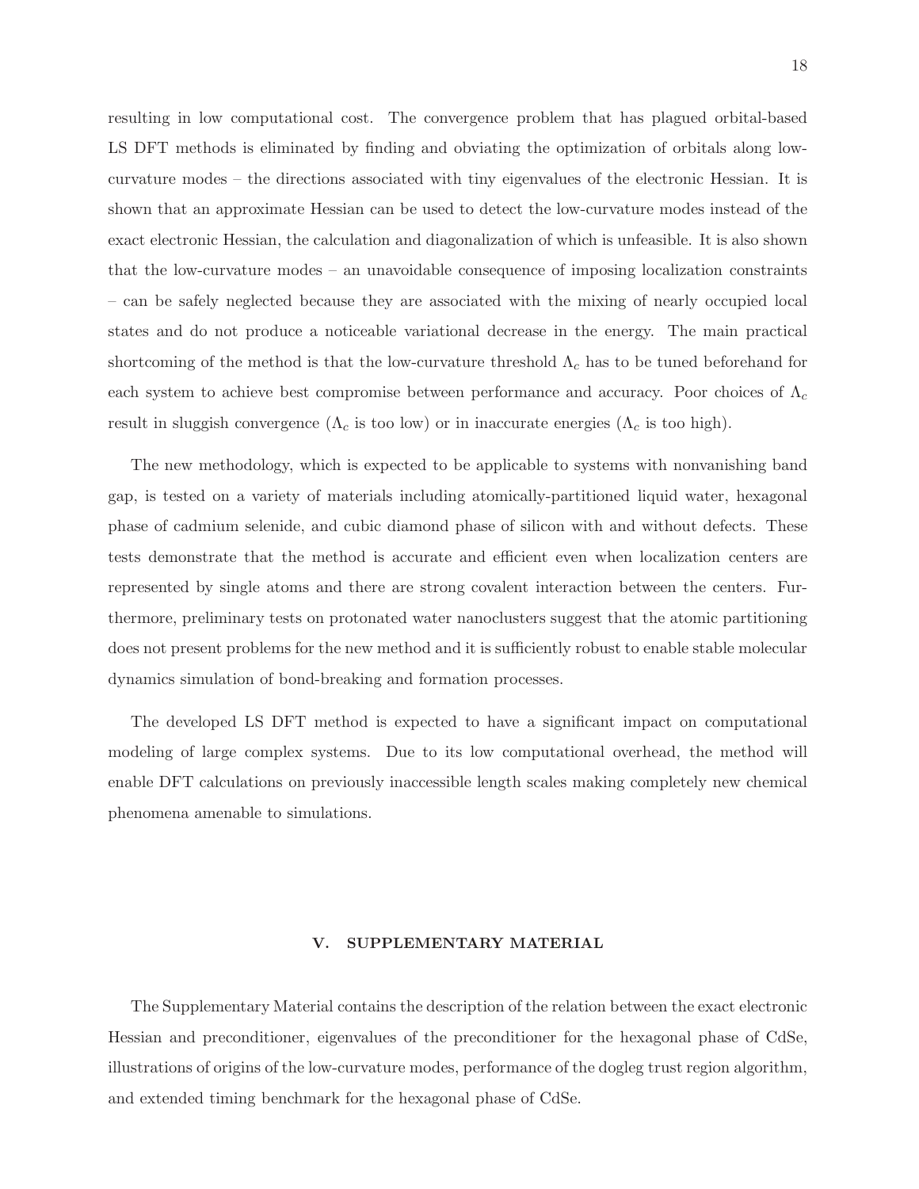resulting in low computational cost. The convergence problem that has plagued orbital-based LS DFT methods is eliminated by finding and obviating the optimization of orbitals along low-curvature modes – the directions associated with tiny eigenvalues of the electronic Hessian. It is shown that an approximate Hessian can be used to detect the low-curvature modes instead of the exact electronic Hessian, the calculation and diagonalization of which is unfeasible. It is also shown that the low-curvature modes – an unavoidable consequence of imposing localization constraints – can be safely neglected because they are associated with the mixing of nearly occupied local states and do not produce a noticeable variational decrease in the energy. The main practical shortcoming of the method is that the low-curvature threshold $\Lambda_c$ has to be tuned beforehand for each system to achieve best compromise between performance and accuracy. Poor choices of $\Lambda_c$ result in sluggish convergence ($\Lambda_c$ is too low) or in inaccurate energies ($\Lambda_c$ is too high).

The new methodology, which is expected to be applicable to systems with nonvanishing band gap, is tested on a variety of materials including atomically-partitioned liquid water, hexagonal phase of cadmium selenide, and cubic diamond phase of silicon with and without defects. These tests demonstrate that the method is accurate and efficient even when localization centers are represented by single atoms and there are strong covalent interaction between the centers. Furthermore, preliminary tests on protonated water nanoclusters suggest that the atomic partitioning does not present problems for the new method and it is sufficiently robust to enable stable molecular dynamics simulation of bond-breaking and formation processes.

The developed LS DFT method is expected to have a significant impact on computational modeling of large complex systems. Due to its low computational overhead, the method will enable DFT calculations on previously inaccessible length scales making completely new chemical phenomena amenable to simulations.

## V. SUPPLEMENTARY MATERIAL

The Supplementary Material contains the description of the relation between the exact electronic Hessian and preconditioner, eigenvalues of the preconditioner for the hexagonal phase of CdSe, illustrations of origins of the low-curvature modes, performance of the dogleg trust region algorithm, and extended timing benchmark for the hexagonal phase of CdSe.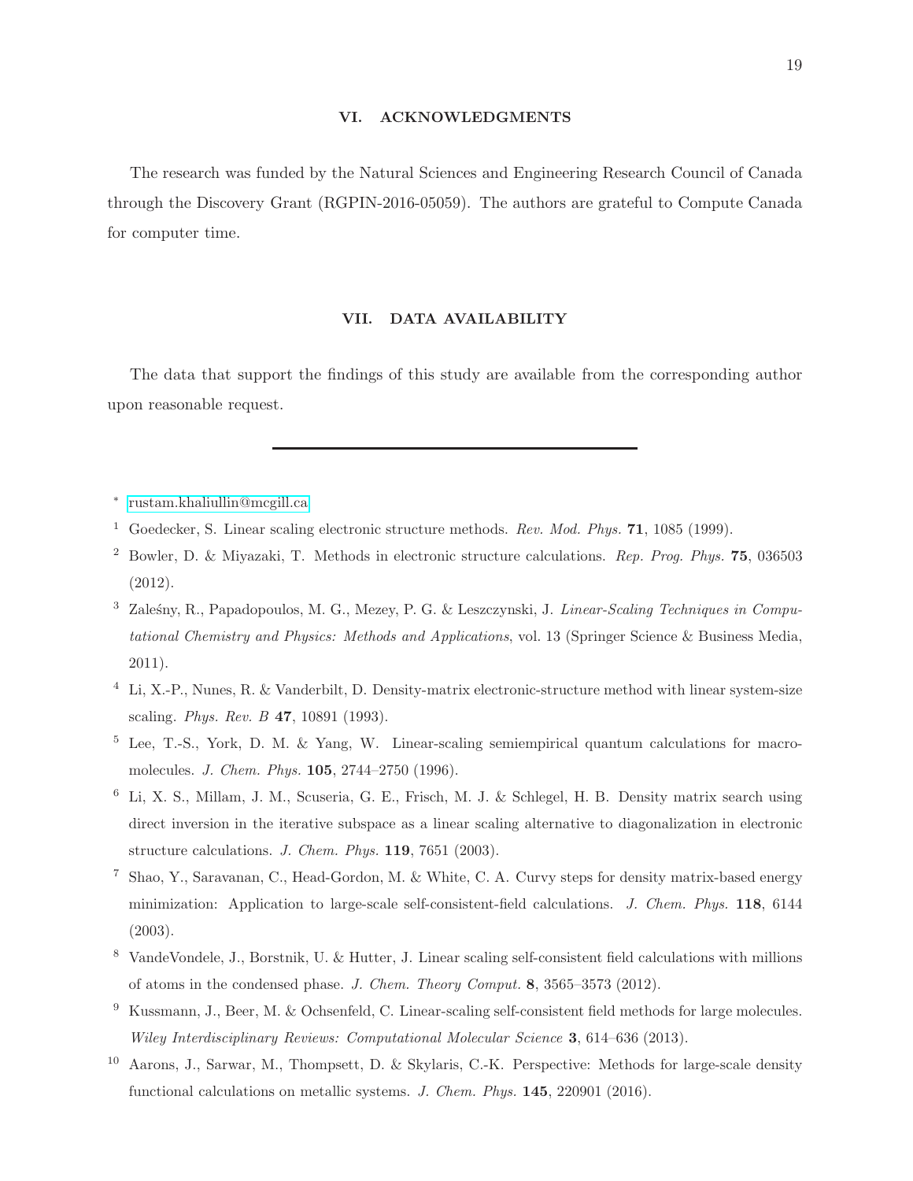## VI. ACKNOWLEDGMENTS

The research was funded by the Natural Sciences and Engineering Research Council of Canada through the Discovery Grant (RGPIN-2016-05059). The authors are grateful to Compute Canada for computer time.

## VII. DATA AVAILABILITY

The data that support the findings of this study are available from the corresponding author upon reasonable request.

---

[*] rustam.khaliullin@mcgill.ca

[1] Goedecker, S. Linear scaling electronic structure methods. *Rev. Mod. Phys.* **71**, 1085 (1999).

[2] Bowler, D. & Miyazaki, T. Methods in electronic structure calculations. *Rep. Prog. Phys.* **75**, 036503 (2012).

[3] Zaleśny, R., Papadopoulos, M. G., Mezey, P. G. & Leszczynski, J. *Linear-Scaling Techniques in Computational Chemistry and Physics: Methods and Applications*, vol. 13 (Springer Science & Business Media, 2011).

[4] Li, X.-P., Nunes, R. & Vanderbilt, D. Density-matrix electronic-structure method with linear system-size scaling. *Phys. Rev. B* **47**, 10891 (1993).

[5] Lee, T.-S., York, D. M. & Yang, W. Linear-scaling semiempirical quantum calculations for macromolecules. *J. Chem. Phys.* **105**, 2744–2750 (1996).

[6] Li, X. S., Millam, J. M., Scuseria, G. E., Frisch, M. J. & Schlegel, H. B. Density matrix search using direct inversion in the iterative subspace as a linear scaling alternative to diagonalization in electronic structure calculations. *J. Chem. Phys.* **119**, 7651 (2003).

[7] Shao, Y., Saravanan, C., Head-Gordon, M. & White, C. A. Curvy steps for density matrix-based energy minimization: Application to large-scale self-consistent-field calculations. *J. Chem. Phys.* **118**, 6144 (2003).

[8] VandeVondele, J., Borstnik, U. & Hutter, J. Linear scaling self-consistent field calculations with millions of atoms in the condensed phase. *J. Chem. Theory Comput.* **8**, 3565–3573 (2012).

[9] Kussmann, J., Beer, M. & Ochsenfeld, C. Linear-scaling self-consistent field methods for large molecules. *Wiley Interdisciplinary Reviews: Computational Molecular Science* **3**, 614–636 (2013).

[10] Aarons, J., Sarwar, M., Thompsett, D. & Skylaris, C.-K. Perspective: Methods for large-scale density functional calculations on metallic systems. *J. Chem. Phys.* **145**, 220901 (2016).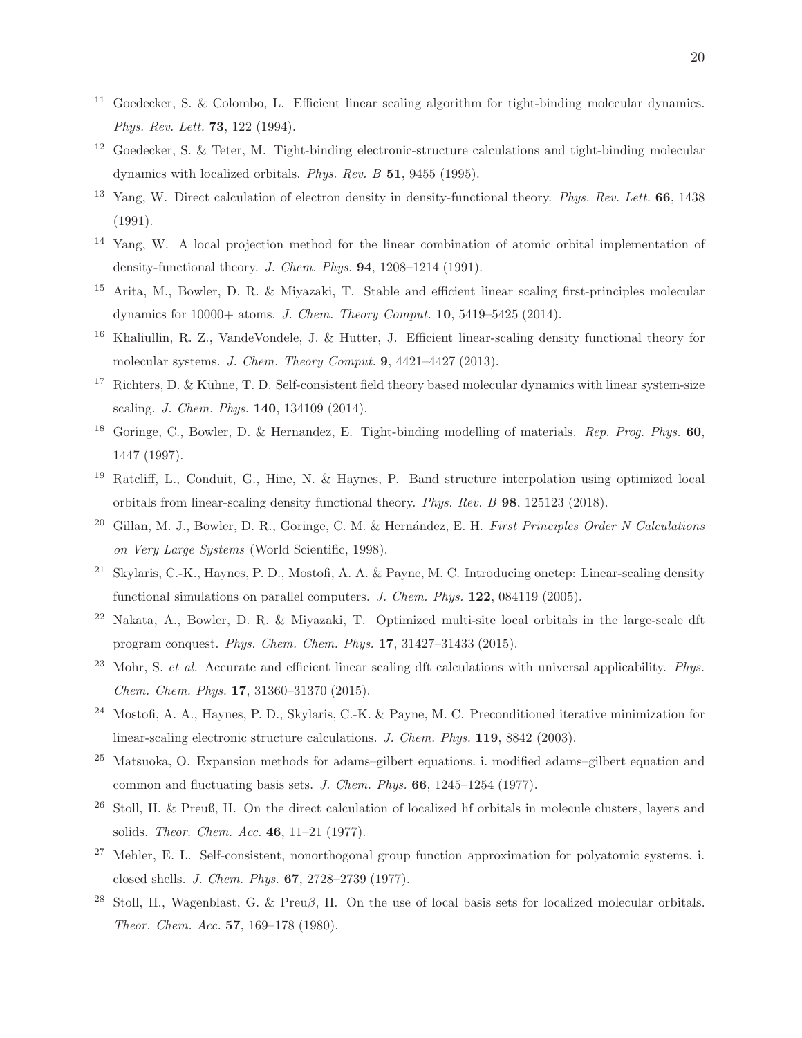[11] Goedecker, S. & Colombo, L. Efficient linear scaling algorithm for tight-binding molecular dynamics. *Phys. Rev. Lett.* **73**, 122 (1994).

[12] Goedecker, S. & Teter, M. Tight-binding electronic-structure calculations and tight-binding molecular dynamics with localized orbitals. *Phys. Rev. B* **51**, 9455 (1995).

[13] Yang, W. Direct calculation of electron density in density-functional theory. *Phys. Rev. Lett.* **66**, 1438 (1991).

[14] Yang, W. A local projection method for the linear combination of atomic orbital implementation of density-functional theory. *J. Chem. Phys.* **94**, 1208–1214 (1991).

[15] Arita, M., Bowler, D. R. & Miyazaki, T. Stable and efficient linear scaling first-principles molecular dynamics for 10000+ atoms. *J. Chem. Theory Comput.* **10**, 5419–5425 (2014).

[16] Khaliullin, R. Z., VandeVondele, J. & Hutter, J. Efficient linear-scaling density functional theory for molecular systems. *J. Chem. Theory Comput.* **9**, 4421–4427 (2013).

[17] Richters, D. & Kühne, T. D. Self-consistent field theory based molecular dynamics with linear system-size scaling. *J. Chem. Phys.* **140**, 134109 (2014).

[18] Goringe, C., Bowler, D. & Hernandez, E. Tight-binding modelling of materials. *Rep. Prog. Phys.* **60**, 1447 (1997).

[19] Ratcliff, L., Conduit, G., Hine, N. & Haynes, P. Band structure interpolation using optimized local orbitals from linear-scaling density functional theory. *Phys. Rev. B* **98**, 125123 (2018).

[20] Gillan, M. J., Bowler, D. R., Goringe, C. M. & Hernández, E. H. *First Principles Order N Calculations on Very Large Systems* (World Scientific, 1998).

[21] Skylaris, C.-K., Haynes, P. D., Mostofi, A. A. & Payne, M. C. Introducing onetep: Linear-scaling density functional simulations on parallel computers. *J. Chem. Phys.* **122**, 084119 (2005).

[22] Nakata, A., Bowler, D. R. & Miyazaki, T. Optimized multi-site local orbitals in the large-scale dft program conquest. *Phys. Chem. Chem. Phys.* **17**, 31427–31433 (2015).

[23] Mohr, S. *et al.* Accurate and efficient linear scaling dft calculations with universal applicability. *Phys. Chem. Chem. Phys.* **17**, 31360–31370 (2015).

[24] Mostofi, A. A., Haynes, P. D., Skylaris, C.-K. & Payne, M. C. Preconditioned iterative minimization for linear-scaling electronic structure calculations. *J. Chem. Phys.* **119**, 8842 (2003).

[25] Matsuoka, O. Expansion methods for adams–gilbert equations. i. modified adams–gilbert equation and common and fluctuating basis sets. *J. Chem. Phys.* **66**, 1245–1254 (1977).

[26] Stoll, H. & Preuß, H. On the direct calculation of localized hf orbitals in molecule clusters, layers and solids. *Theor. Chem. Acc.* **46**, 11–21 (1977).

[27] Mehler, E. L. Self-consistent, nonorthogonal group function approximation for polyatomic systems. i. closed shells. *J. Chem. Phys.* **67**, 2728–2739 (1977).

[28] Stoll, H., Wagenblast, G. & Preu$\beta$, H. On the use of local basis sets for localized molecular orbitals. *Theor. Chem. Acc.* **57**, 169–178 (1980).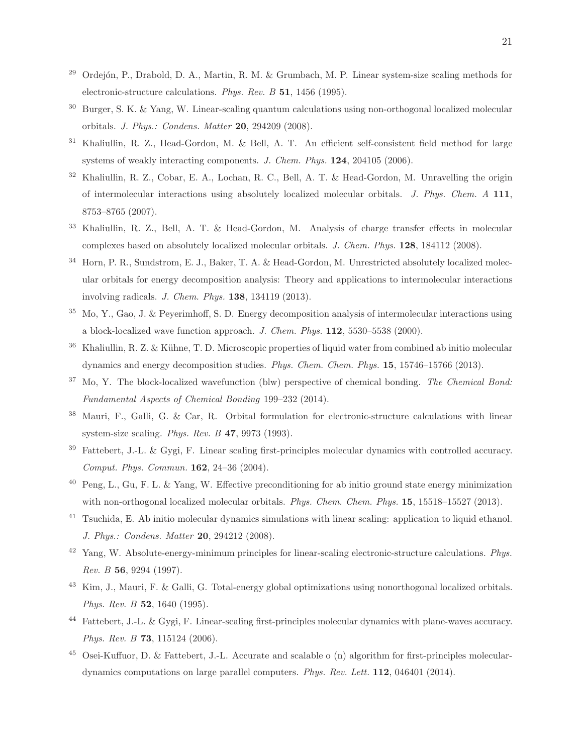[29] Ordejón, P., Drabold, D. A., Martin, R. M. & Grumbach, M. P. Linear system-size scaling methods for electronic-structure calculations. *Phys. Rev. B* **51**, 1456 (1995).

[30] Burger, S. K. & Yang, W. Linear-scaling quantum calculations using non-orthogonal localized molecular orbitals. *J. Phys.: Condens. Matter* **20**, 294209 (2008).

[31] Khaliullin, R. Z., Head-Gordon, M. & Bell, A. T. An efficient self-consistent field method for large systems of weakly interacting components. *J. Chem. Phys.* **124**, 204105 (2006).

[32] Khaliullin, R. Z., Cobar, E. A., Lochan, R. C., Bell, A. T. & Head-Gordon, M. Unravelling the origin of intermolecular interactions using absolutely localized molecular orbitals. *J. Phys. Chem. A* **111**, 8753–8765 (2007).

[33] Khaliullin, R. Z., Bell, A. T. & Head-Gordon, M. Analysis of charge transfer effects in molecular complexes based on absolutely localized molecular orbitals. *J. Chem. Phys.* **128**, 184112 (2008).

[34] Horn, P. R., Sundstrom, E. J., Baker, T. A. & Head-Gordon, M. Unrestricted absolutely localized molecular orbitals for energy decomposition analysis: Theory and applications to intermolecular interactions involving radicals. *J. Chem. Phys.* **138**, 134119 (2013).

[35] Mo, Y., Gao, J. & Peyerimhoff, S. D. Energy decomposition analysis of intermolecular interactions using a block-localized wave function approach. *J. Chem. Phys.* **112**, 5530–5538 (2000).

[36] Khaliullin, R. Z. & Kühne, T. D. Microscopic properties of liquid water from combined ab initio molecular dynamics and energy decomposition studies. *Phys. Chem. Chem. Phys.* **15**, 15746–15766 (2013).

[37] Mo, Y. The block-localized wavefunction (blw) perspective of chemical bonding. *The Chemical Bond: Fundamental Aspects of Chemical Bonding* 199–232 (2014).

[38] Mauri, F., Galli, G. & Car, R. Orbital formulation for electronic-structure calculations with linear system-size scaling. *Phys. Rev. B* **47**, 9973 (1993).

[39] Fattebert, J.-L. & Gygi, F. Linear scaling first-principles molecular dynamics with controlled accuracy. *Comput. Phys. Commun.* **162**, 24–36 (2004).

[40] Peng, L., Gu, F. L. & Yang, W. Effective preconditioning for ab initio ground state energy minimization with non-orthogonal localized molecular orbitals. *Phys. Chem. Chem. Phys.* **15**, 15518–15527 (2013).

[41] Tsuchida, E. Ab initio molecular dynamics simulations with linear scaling: application to liquid ethanol. *J. Phys.: Condens. Matter* **20**, 294212 (2008).

[42] Yang, W. Absolute-energy-minimum principles for linear-scaling electronic-structure calculations. *Phys. Rev. B* **56**, 9294 (1997).

[43] Kim, J., Mauri, F. & Galli, G. Total-energy global optimizations using nonorthogonal localized orbitals. *Phys. Rev. B* **52**, 1640 (1995).

[44] Fattebert, J.-L. & Gygi, F. Linear-scaling first-principles molecular dynamics with plane-waves accuracy. *Phys. Rev. B* **73**, 115124 (2006).

[45] Osei-Kuffuor, D. & Fattebert, J.-L. Accurate and scalable o (n) algorithm for first-principles molecular-dynamics computations on large parallel computers. *Phys. Rev. Lett.* **112**, 046401 (2014).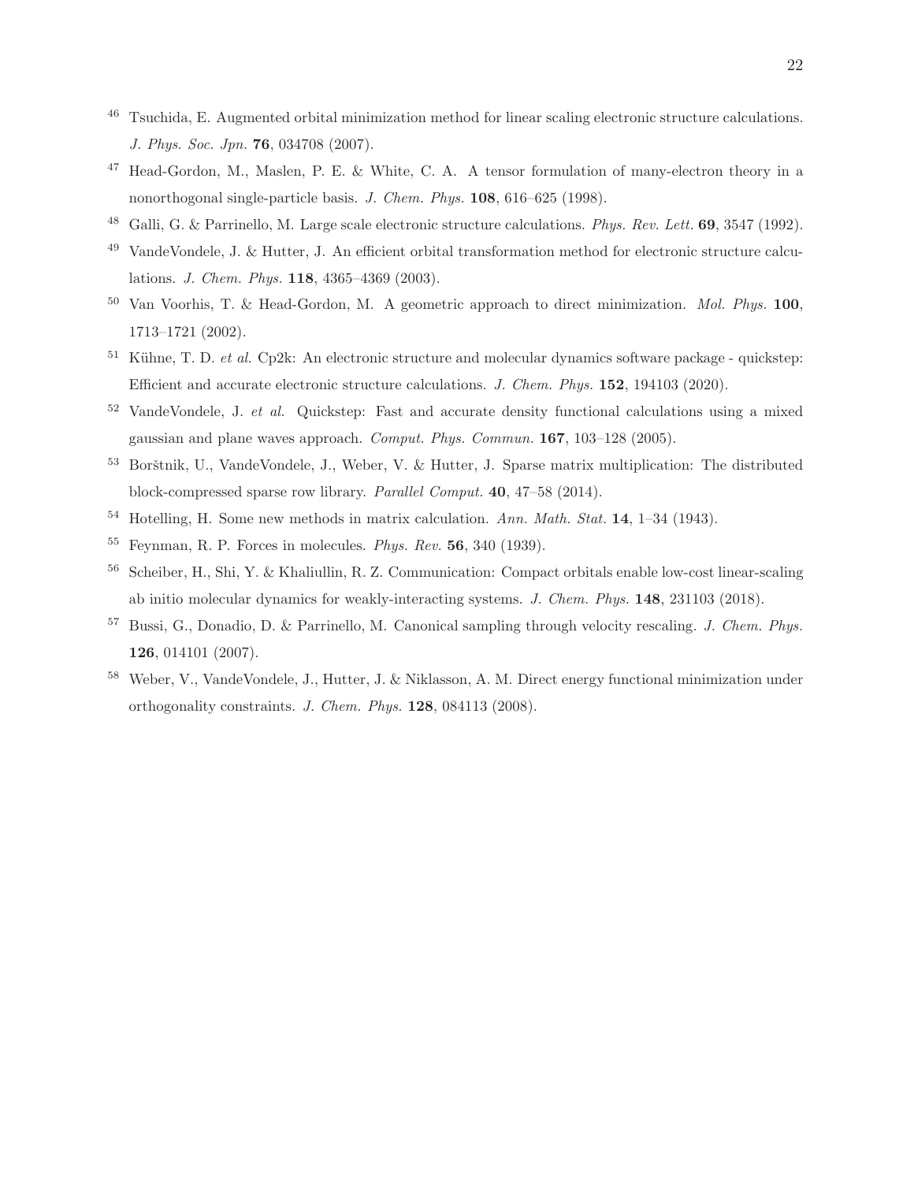[46] Tsuchida, E. Augmented orbital minimization method for linear scaling electronic structure calculations. *J. Phys. Soc. Jpn.* **76**, 034708 (2007).

[47] Head-Gordon, M., Maslen, P. E. & White, C. A. A tensor formulation of many-electron theory in a nonorthogonal single-particle basis. *J. Chem. Phys.* **108**, 616–625 (1998).

[48] Galli, G. & Parrinello, M. Large scale electronic structure calculations. *Phys. Rev. Lett.* **69**, 3547 (1992).

[49] VandeVondele, J. & Hutter, J. An efficient orbital transformation method for electronic structure calculations. *J. Chem. Phys.* **118**, 4365–4369 (2003).

[50] Van Voorhis, T. & Head-Gordon, M. A geometric approach to direct minimization. *Mol. Phys.* **100**, 1713–1721 (2002).

[51] Kühne, T. D. *et al.* Cp2k: An electronic structure and molecular dynamics software package - quickstep: Efficient and accurate electronic structure calculations. *J. Chem. Phys.* **152**, 194103 (2020).

[52] VandeVondele, J. *et al.* Quickstep: Fast and accurate density functional calculations using a mixed gaussian and plane waves approach. *Comput. Phys. Commun.* **167**, 103–128 (2005).

[53] Borštnik, U., VandeVondele, J., Weber, V. & Hutter, J. Sparse matrix multiplication: The distributed block-compressed sparse row library. *Parallel Comput.* **40**, 47–58 (2014).

[54] Hotelling, H. Some new methods in matrix calculation. *Ann. Math. Stat.* **14**, 1–34 (1943).

[55] Feynman, R. P. Forces in molecules. *Phys. Rev.* **56**, 340 (1939).

[56] Scheiber, H., Shi, Y. & Khaliullin, R. Z. Communication: Compact orbitals enable low-cost linear-scaling ab initio molecular dynamics for weakly-interacting systems. *J. Chem. Phys.* **148**, 231103 (2018).

[57] Bussi, G., Donadio, D. & Parrinello, M. Canonical sampling through velocity rescaling. *J. Chem. Phys.* **126**, 014101 (2007).

[58] Weber, V., VandeVondele, J., Hutter, J. & Niklasson, A. M. Direct energy functional minimization under orthogonality constraints. *J. Chem. Phys.* **128**, 084113 (2008).